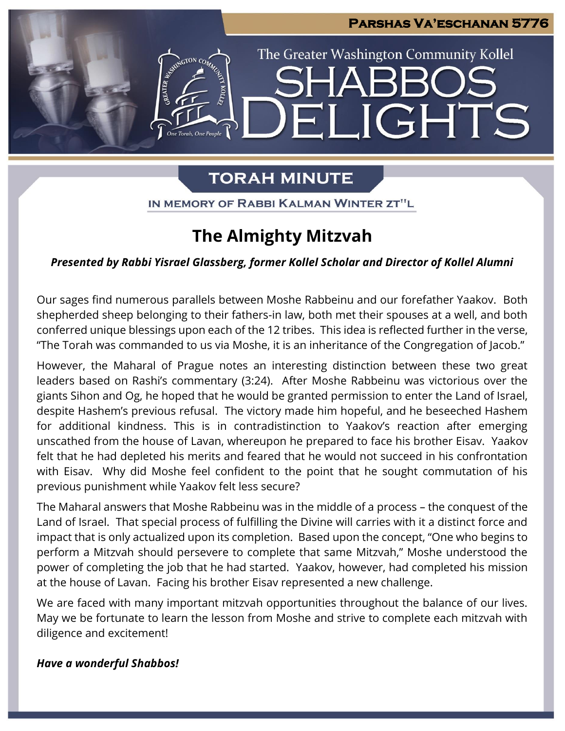Parshas Va'eschanan 5776

The Greater Washington Community Kollel

# Shabbos Delights

## Torah Minute

In Memory of Rabbi Kalman Winter zt"l

### The Almighty Mitzvah

***Presented by Rabbi Yisrael Glassberg, former Kollel Scholar and Director of Kollel Alumni***

Our sages find numerous parallels between Moshe Rabbeinu and our forefather Yaakov. Both shepherded sheep belonging to their fathers-in law, both met their spouses at a well, and both conferred unique blessings upon each of the 12 tribes. This idea is reflected further in the verse, "The Torah was commanded to us via Moshe, it is an inheritance of the Congregation of Jacob."

However, the Maharal of Prague notes an interesting distinction between these two great leaders based on Rashi's commentary (3:24). After Moshe Rabbeinu was victorious over the giants Sihon and Og, he hoped that he would be granted permission to enter the Land of Israel, despite Hashem's previous refusal. The victory made him hopeful, and he beseeched Hashem for additional kindness. This is in contradistinction to Yaakov's reaction after emerging unscathed from the house of Lavan, whereupon he prepared to face his brother Eisav. Yaakov felt that he had depleted his merits and feared that he would not succeed in his confrontation with Eisav. Why did Moshe feel confident to the point that he sought commutation of his previous punishment while Yaakov felt less secure?

The Maharal answers that Moshe Rabbeinu was in the middle of a process – the conquest of the Land of Israel. That special process of fulfilling the Divine will carries with it a distinct force and impact that is only actualized upon its completion. Based upon the concept, "One who begins to perform a Mitzvah should persevere to complete that same Mitzvah," Moshe understood the power of completing the job that he had started. Yaakov, however, had completed his mission at the house of Lavan. Facing his brother Eisav represented a new challenge.

We are faced with many important mitzvah opportunities throughout the balance of our lives. May we be fortunate to learn the lesson from Moshe and strive to complete each mitzvah with diligence and excitement!

***Have a wonderful Shabbos!***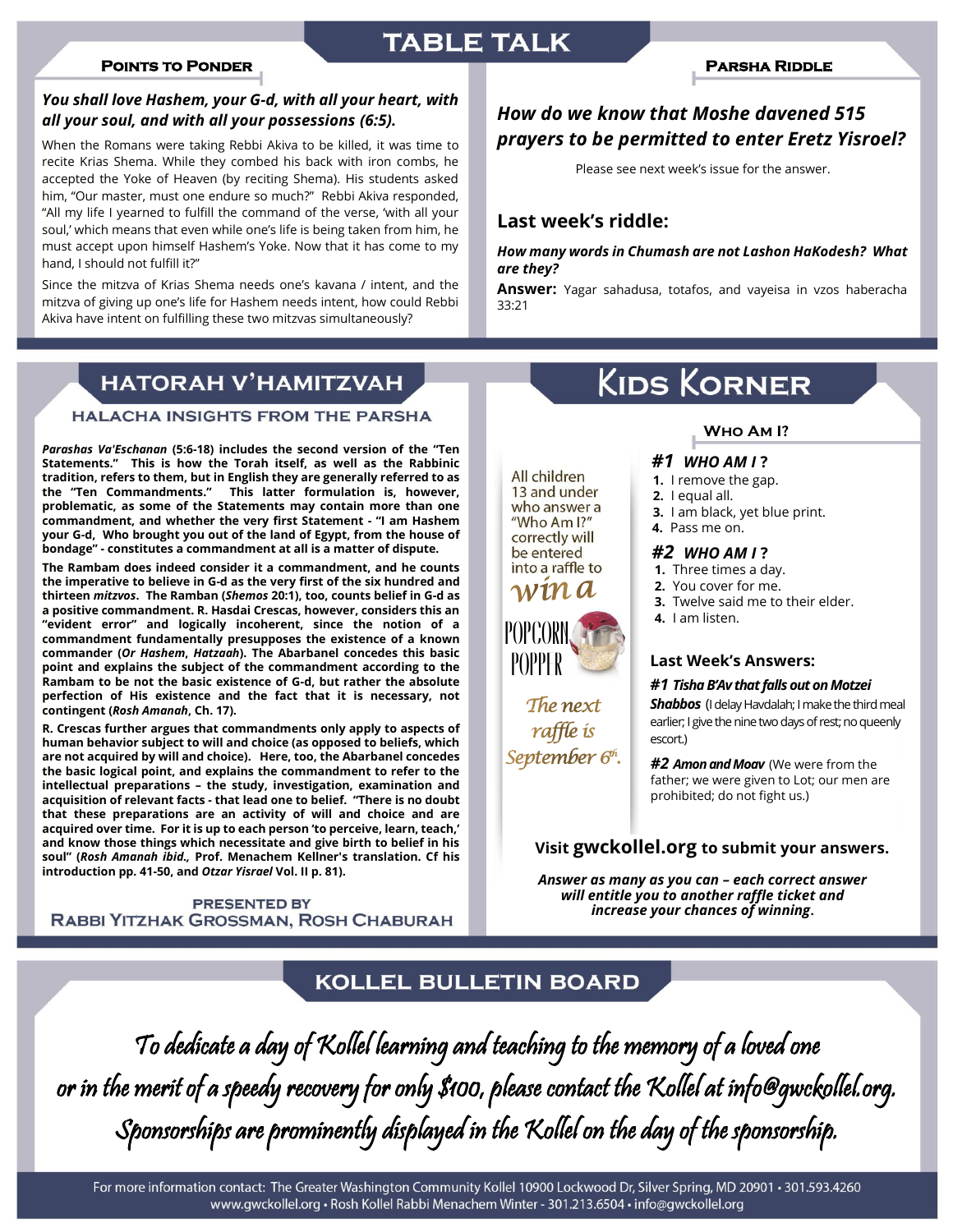# TABLE TALK

## Points to Ponder

***You shall love Hashem, your G-d, with all your heart, with all your soul, and with all your possessions (6:5).***

When the Romans were taking Rebbi Akiva to be killed, it was time to recite Krias Shema. While they combed his back with iron combs, he accepted the Yoke of Heaven (by reciting Shema). His students asked him, "Our master, must one endure so much?" Rebbi Akiva responded, "All my life I yearned to fulfill the command of the verse, 'with all your soul,' which means that even while one's life is being taken from him, he must accept upon himself Hashem's Yoke. Now that it has come to my hand, I should not fulfill it?"

Since the mitzva of Krias Shema needs one's kavana / intent, and the mitzva of giving up one's life for Hashem needs intent, how could Rebbi Akiva have intent on fulfilling these two mitzvas simultaneously?

## Parsha Riddle

***How do we know that Moshe davened 515 prayers to be permitted to enter Eretz Yisroel?***

Please see next week's issue for the answer.

### Last week's riddle:

***How many words in Chumash are not Lashon HaKodesh? What are they?***

**Answer:** Yagar sahadusa, totafos, and vayeisa in vzos haberacha 33:21

# HATORAH V'HAMITZVAH

## HALACHA INSIGHTS FROM THE PARSHA

***Parashas Va'Eschanan*** **(5:6-18) includes the second version of the "Ten Statements." This is how the Torah itself, as well as the Rabbinic tradition, refers to them, but in English they are generally referred to as the "Ten Commandments." This latter formulation is, however, problematic, as some of the Statements may contain more than one commandment, and whether the very first Statement - "I am Hashem your G-d, Who brought you out of the land of Egypt, from the house of bondage" - constitutes a commandment at all is a matter of dispute.**

**The Rambam does indeed consider it a commandment, and he counts the imperative to believe in G-d as the very first of the six hundred and thirteen *mitzvos*. The Ramban (*Shemos* 20:1), too, counts belief in G-d as a positive commandment. R. Hasdai Crescas, however, considers this an "evident error" and logically incoherent, since the notion of a commandment fundamentally presupposes the existence of a known commander (*Or Hashem*, *Hatzaah*). The Abarbanel concedes this basic point and explains the subject of the commandment according to the Rambam to be not the basic existence of G-d, but rather the absolute perfection of His existence and the fact that it is necessary, not contingent (*Rosh Amanah*, Ch. 17).**

**R. Crescas further argues that commandments only apply to aspects of human behavior subject to will and choice (as opposed to beliefs, which are not acquired by will and choice). Here, too, the Abarbanel concedes the basic logical point, and explains the commandment to refer to the intellectual preparations – the study, investigation, examination and acquisition of relevant facts - that lead one to belief. "There is no doubt that these preparations are an activity of will and choice and are acquired over time. For it is up to each person 'to perceive, learn, teach,' and know those things which necessitate and give birth to belief in his soul" (*Rosh Amanah ibid.*, Prof. Menachem Kellner's translation. Cf his introduction pp. 41-50, and *Otzar Yisrael* Vol. II p. 81).**

PRESENTED BY
RABBI YITZHAK GROSSMAN, ROSH CHABURAH

# KIDS KORNER

All children 13 and under who answer a "Who Am I?" correctly will be entered into a raffle to win a POPCORN POPPER

The next raffle is September 6th.

## Who Am I?

### #1 WHO AM I ?
1. I remove the gap.
2. I equal all.
3. I am black, yet blue print.
4. Pass me on.

### #2 WHO AM I ?
1. Three times a day.
2. You cover for me.
3. Twelve said me to their elder.
4. I am listen.

### Last Week's Answers:

***#1 Tisha B'Av that falls out on Motzei Shabbos*** (I delay Havdalah; I make the third meal earlier; I give the nine two days of rest; no queenly escort.)

***#2 Amon and Moav*** (We were from the father; we were given to Lot; our men are prohibited; do not fight us.)

**Visit gwckollel.org to submit your answers.**

***Answer as many as you can – each correct answer will entitle you to another raffle ticket and increase your chances of winning.***

# KOLLEL BULLETIN BOARD

*To dedicate a day of Kollel learning and teaching to the memory of a loved one or in the merit of a speedy recovery for only $100, please contact the Kollel at info@gwckollel.org. Sponsorships are prominently displayed in the Kollel on the day of the sponsorship.*

For more information contact: The Greater Washington Community Kollel 10900 Lockwood Dr, Silver Spring, MD 20901 • 301.593.4260
www.gwckollel.org • Rosh Kollel Rabbi Menachem Winter - 301.213.6504 • info@gwckollel.org